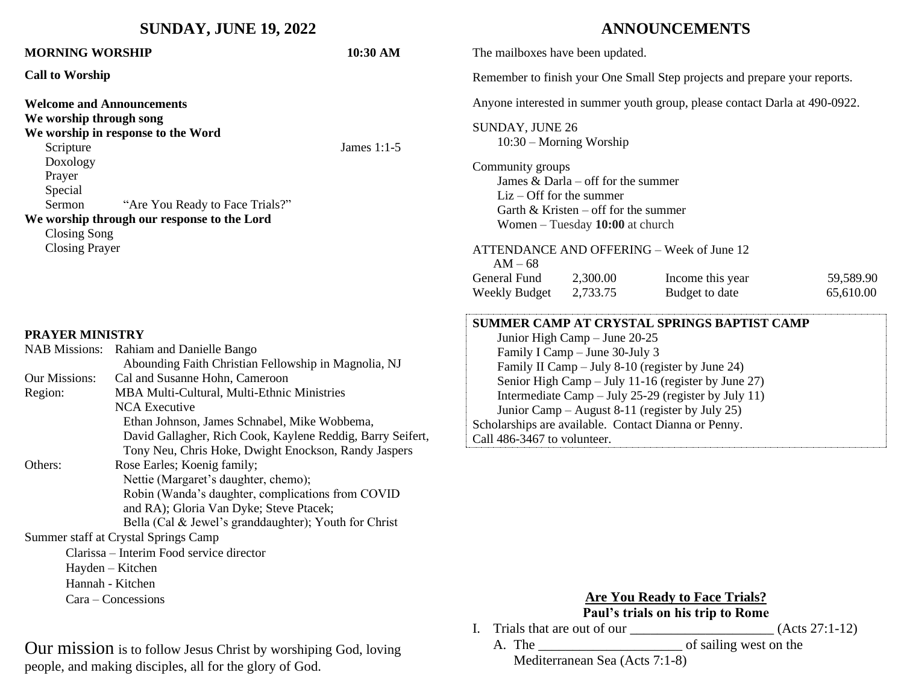## SUNDAY, JUNE 19, 2022

**MORNING WORSHIP** **10:30 AM**

**Call to Worship**

**Welcome and Announcements**
**We worship through song**
**We worship in response to the Word**

- Scripture — James 1:1-5
- Doxology
- Prayer
- Special
- Sermon — "Are You Ready to Face Trials?"

**We worship through our response to the Lord**

- Closing Song
- Closing Prayer

### PRAYER MINISTRY

NAB Missions: Rahiam and Danielle Bango
  Abounding Faith Christian Fellowship in Magnolia, NJ
Our Missions: Cal and Susanne Hohn, Cameroon
Region: MBA Multi-Cultural, Multi-Ethnic Ministries
  NCA Executive
  Ethan Johnson, James Schnabel, Mike Wobbema, David Gallagher, Rich Cook, Kaylene Reddig, Barry Seifert, Tony Neu, Chris Hoke, Dwight Enockson, Randy Jaspers
Others: Rose Earles; Koenig family;
  Nettie (Margaret's daughter, chemo);
  Robin (Wanda's daughter, complications from COVID and RA); Gloria Van Dyke; Steve Ptacek;
  Bella (Cal & Jewel's granddaughter); Youth for Christ

Summer staff at Crystal Springs Camp
  Clarissa – Interim Food service director
  Hayden – Kitchen
  Hannah - Kitchen
  Cara – Concessions

Our mission is to follow Jesus Christ by worshiping God, loving people, and making disciples, all for the glory of God.

## ANNOUNCEMENTS

The mailboxes have been updated.

Remember to finish your One Small Step projects and prepare your reports.

Anyone interested in summer youth group, please contact Darla at 490-0922.

SUNDAY, JUNE 26
  10:30 – Morning Worship

Community groups
  James & Darla – off for the summer
  Liz – Off for the summer
  Garth & Kristen – off for the summer
  Women – Tuesday **10:00** at church

ATTENDANCE AND OFFERING – Week of June 12
  AM – 68

| | | | |
|---|---|---|---|
| General Fund | 2,300.00 | Income this year | 59,589.90 |
| Weekly Budget | 2,733.75 | Budget to date | 65,610.00 |

**SUMMER CAMP AT CRYSTAL SPRINGS BAPTIST CAMP**
  Junior High Camp – June 20-25
  Family I Camp – June 30-July 3
  Family II Camp – July 8-10 (register by June 24)
  Senior High Camp – July 11-16 (register by June 27)
  Intermediate Camp – July 25-29 (register by July 11)
  Junior Camp – August 8-11 (register by July 25)
Scholarships are available. Contact Dianna or Penny.
Call 486-3467 to volunteer.

### Are You Ready to Face Trials?

**Paul's trials on his trip to Rome**

I. Trials that are out of our ____________________ (Acts 27:1-12)
  A. The ____________________ of sailing west on the Mediterranean Sea (Acts 7:1-8)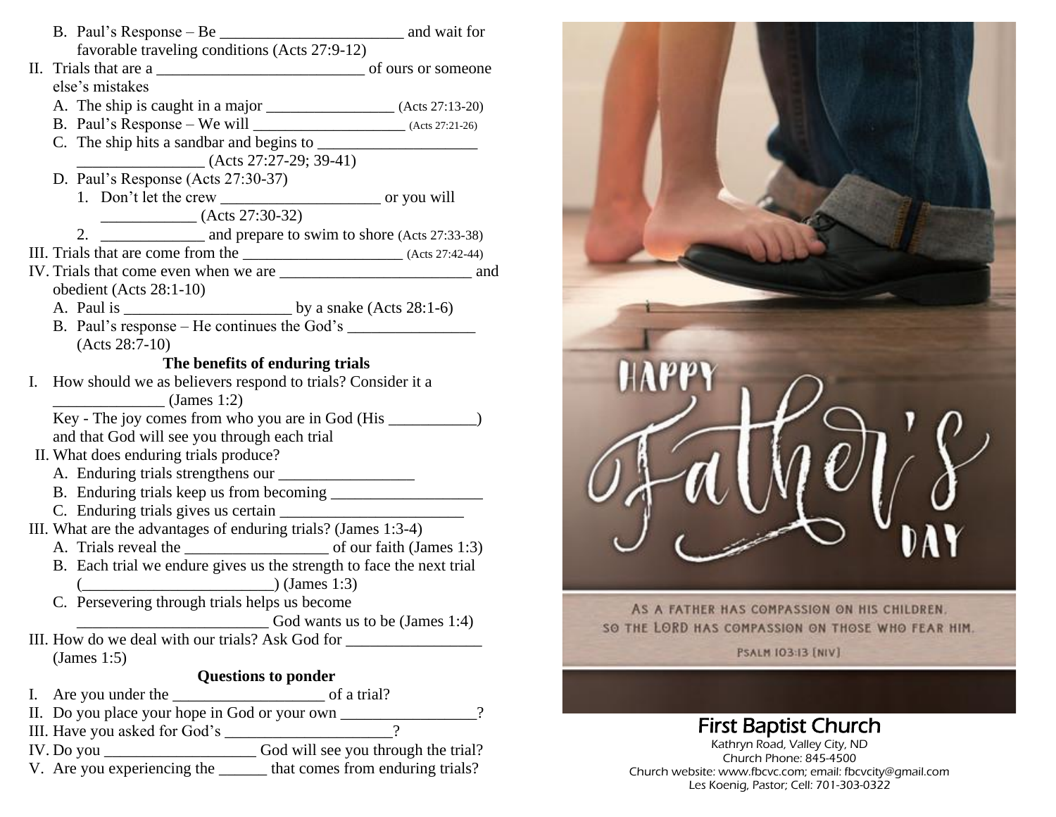B. Paul's Response – Be _______________________ and wait for favorable traveling conditions (Acts 27:9-12)

II. Trials that are a __________________________ of ours or someone else's mistakes

A. The ship is caught in a major ________________ (Acts 27:13-20)

B. Paul's Response – We will ___________________ (Acts 27:21-26)

C. The ship hits a sandbar and begins to ___________________ ________________ (Acts 27:27-29; 39-41)

D. Paul's Response (Acts 27:30-37)

1. Don't let the crew ___________________ or you will ____________ (Acts 27:30-32)

2. _____________ and prepare to swim to shore (Acts 27:33-38)

III. Trials that are come from the ____________________ (Acts 27:42-44)

IV. Trials that come even when we are ________________________ and obedient (Acts 28:1-10)

A. Paul is ____________________ by a snake (Acts 28:1-6)

B. Paul's response – He continues the God's _______________ (Acts 28:7-10)

**The benefits of enduring trials**

I. How should we as believers respond to trials? Consider it a ______________ (James 1:2)

Key - The joy comes from who you are in God (His ___________) and that God will see you through each trial

II. What does enduring trials produce?

A. Enduring trials strengthens our ________________

B. Enduring trials keep us from becoming __________________

C. Enduring trials gives us certain _____________________

III. What are the advantages of enduring trials? (James 1:3-4)

A. Trials reveal the _________________ of our faith (James 1:3)

B. Each trial we endure gives us the strength to face the next trial (_______________________) (James 1:3)

C. Persevering through trials helps us become _______________________ God wants us to be (James 1:4)

III. How do we deal with our trials? Ask God for ________________ (James 1:5)

**Questions to ponder**

I. Are you under the __________________ of a trial?

II. Do you place your hope in God or your own ________________?

III. Have you asked for God's _____________________?

IV. Do you __________________ God will see you through the trial?

V. Are you experiencing the ______ that comes from enduring trials?

HAPPY Father's DAY

AS A FATHER HAS COMPASSION ON HIS CHILDREN, SO THE LORD HAS COMPASSION ON THOSE WHO FEAR HIM.

PSALM 103:13 (NIV)

## First Baptist Church

Kathryn Road, Valley City, ND

Church Phone: 845-4500

Church website: www.fbcvc.com; email: fbcvcity@gmail.com

Les Koenig, Pastor; Cell: 701-303-0322